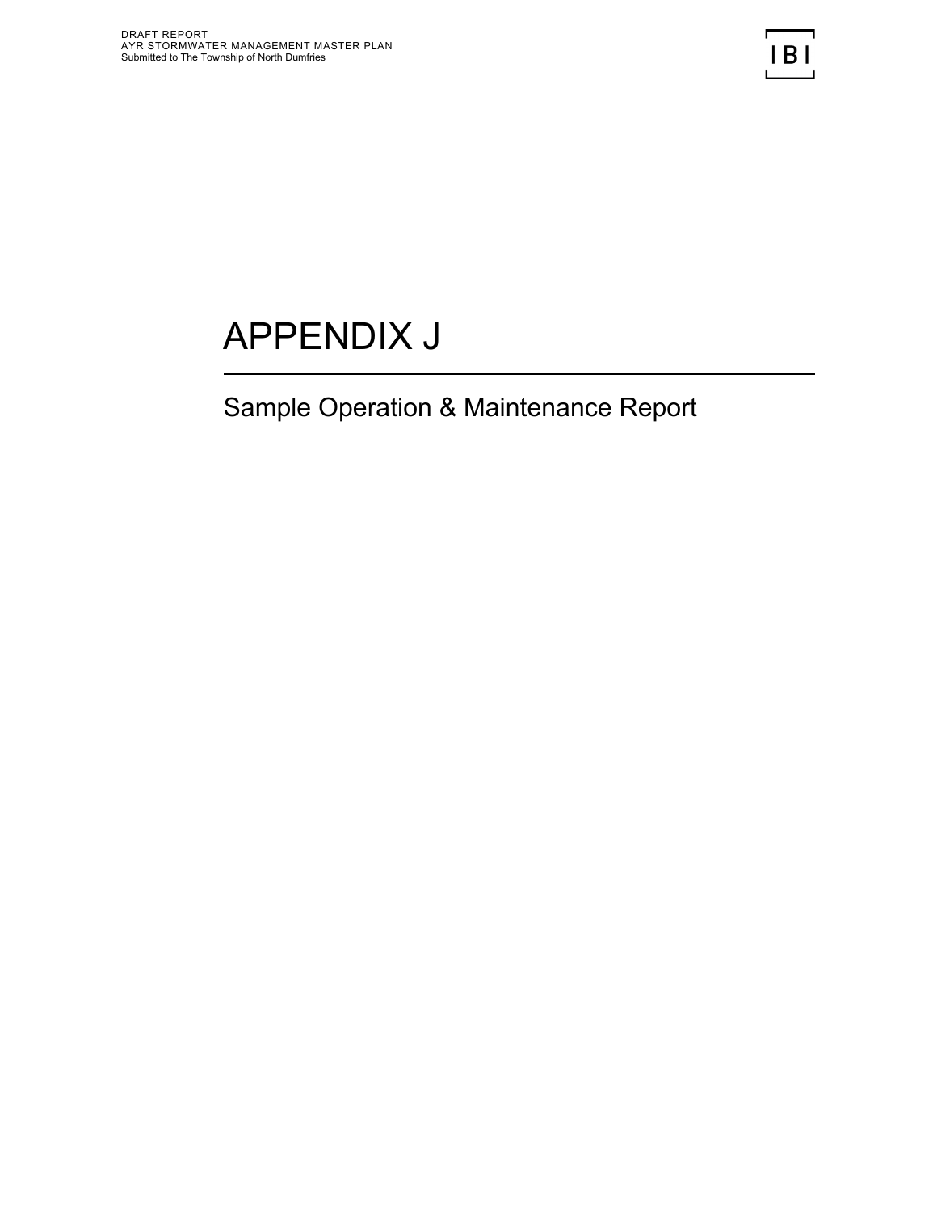# APPENDIX J

## Sample Operation & Maintenance Report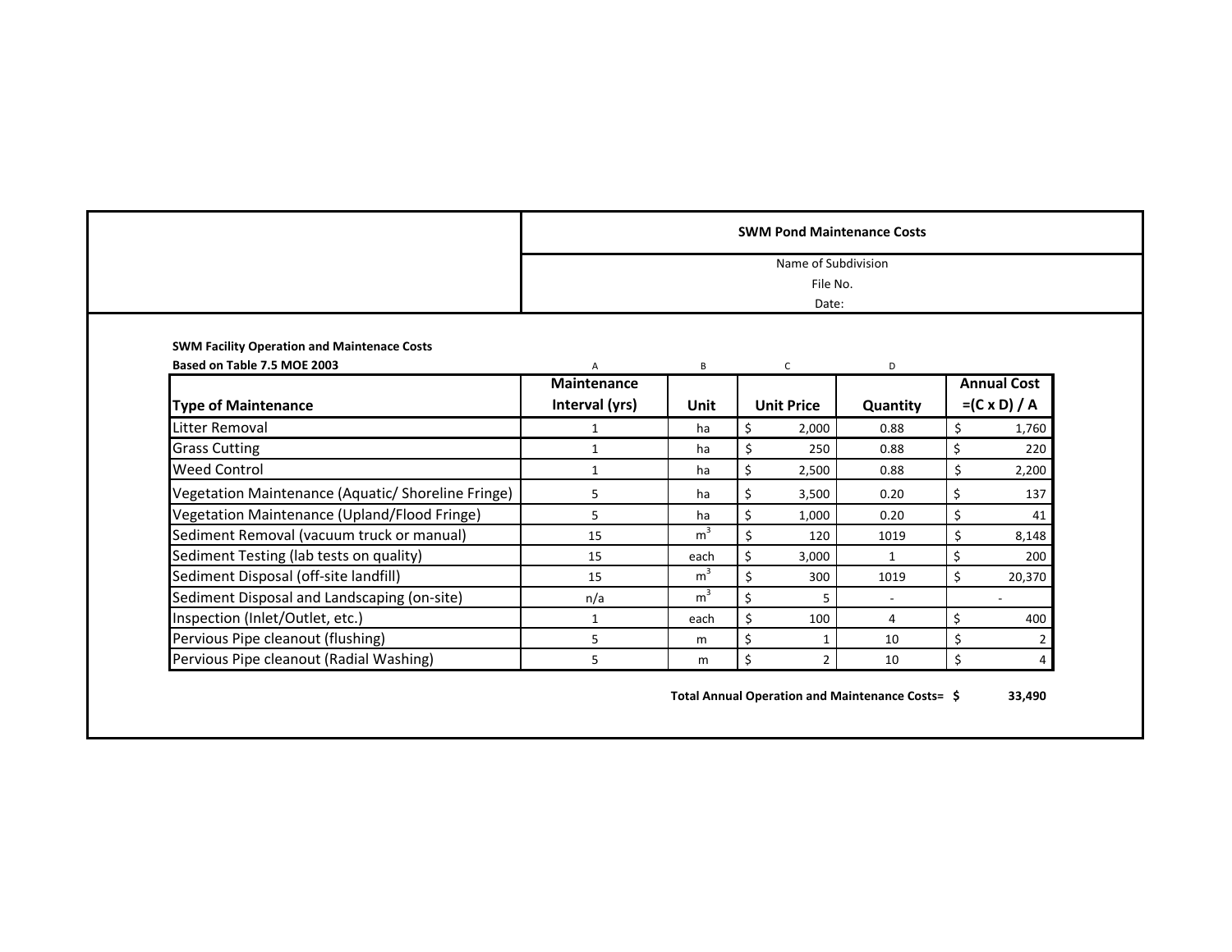**SWM Pond Maintenance Costs**

Name of Subdivision

File No.

Date:

**SWM Facility Operation and Maintenace Costs**
**Based on Table 7.5 MOE 2003**

| | A | B | C | D | |
|---|---|---|---|---|---|
| **Type of Maintenance** | **Maintenance Interval (yrs)** | **Unit** | **Unit Price** | **Quantity** | **Annual Cost =(C x D) / A** |
| Litter Removal | 1 | ha | $ 2,000 | 0.88 | $ 1,760 |
| Grass Cutting | 1 | ha | $ 250 | 0.88 | $ 220 |
| Weed Control | 1 | ha | $ 2,500 | 0.88 | $ 2,200 |
| Vegetation Maintenance (Aquatic/ Shoreline Fringe) | 5 | ha | $ 3,500 | 0.20 | $ 137 |
| Vegetation Maintenance (Upland/Flood Fringe) | 5 | ha | $ 1,000 | 0.20 | $ 41 |
| Sediment Removal (vacuum truck or manual) | 15 | $m^3$ | $ 120 | 1019 | $ 8,148 |
| Sediment Testing (lab tests on quality) | 15 | each | $ 3,000 | 1 | $ 200 |
| Sediment Disposal (off-site landfill) | 15 | $m^3$ | $ 300 | 1019 | $ 20,370 |
| Sediment Disposal and Landscaping (on-site) | n/a | $m^3$ | $ 5 | - | - |
| Inspection (Inlet/Outlet, etc.) | 1 | each | $ 100 | 4 | $ 400 |
| Pervious Pipe cleanout (flushing) | 5 | m | $ 1 | 10 | $ 2 |
| Pervious Pipe cleanout (Radial Washing) | 5 | m | $ 2 | 10 | $ 4 |

**Total Annual Operation and Maintenance Costs= $ 33,490**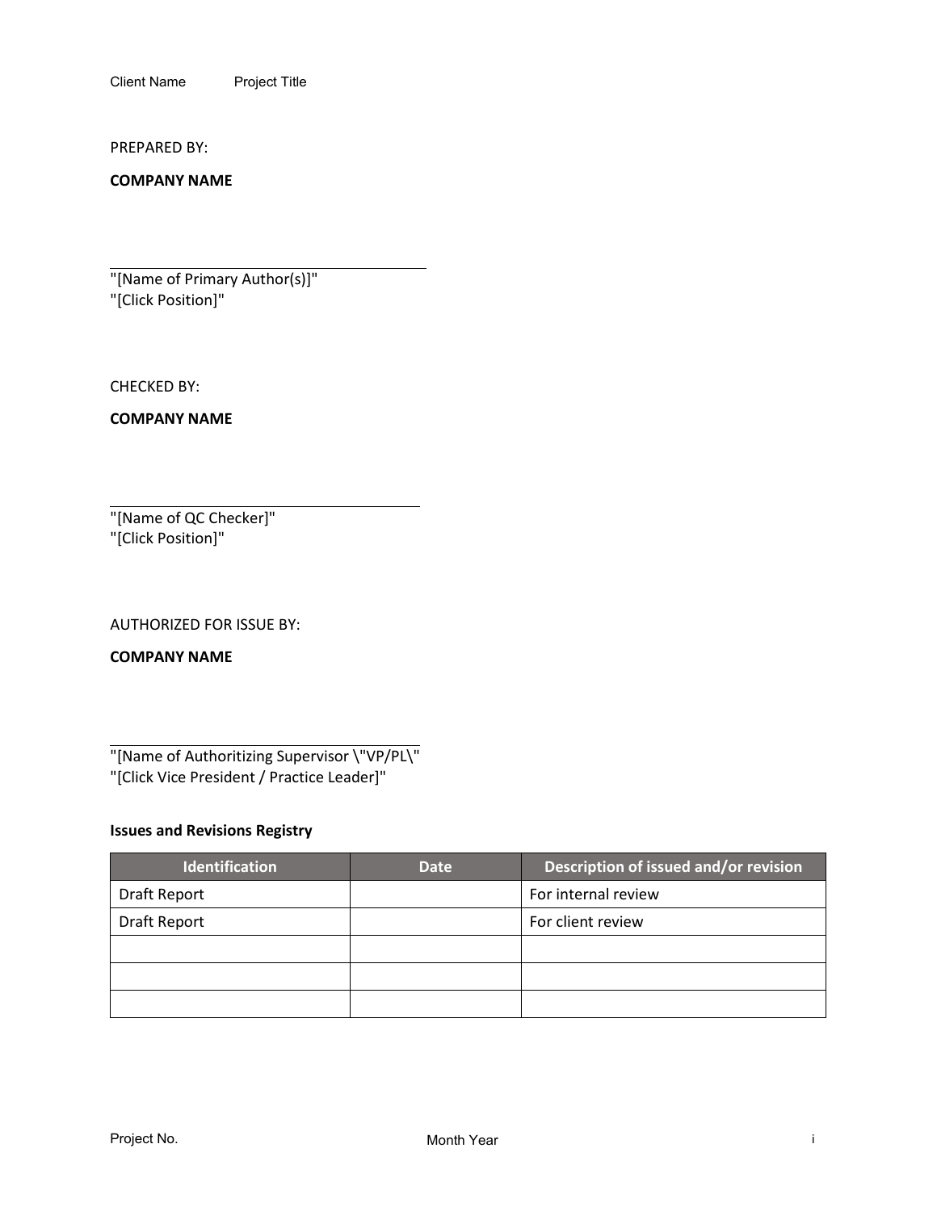Client Name Project Title

PREPARED BY:

**COMPANY NAME**

---

"[Name of Primary Author(s)]"
"[Click Position]"

CHECKED BY:

**COMPANY NAME**

---

"[Name of QC Checker]"
"[Click Position]"

AUTHORIZED FOR ISSUE BY:

**COMPANY NAME**

---

"[Name of Authoritizing Supervisor \"VP/PL\"
"[Click Vice President / Practice Leader]"

**Issues and Revisions Registry**

| Identification | Date | Description of issued and/or revision |
|---|---|---|
| Draft Report | | For internal review |
| Draft Report | | For client review |
| | | |
| | | |
| | | |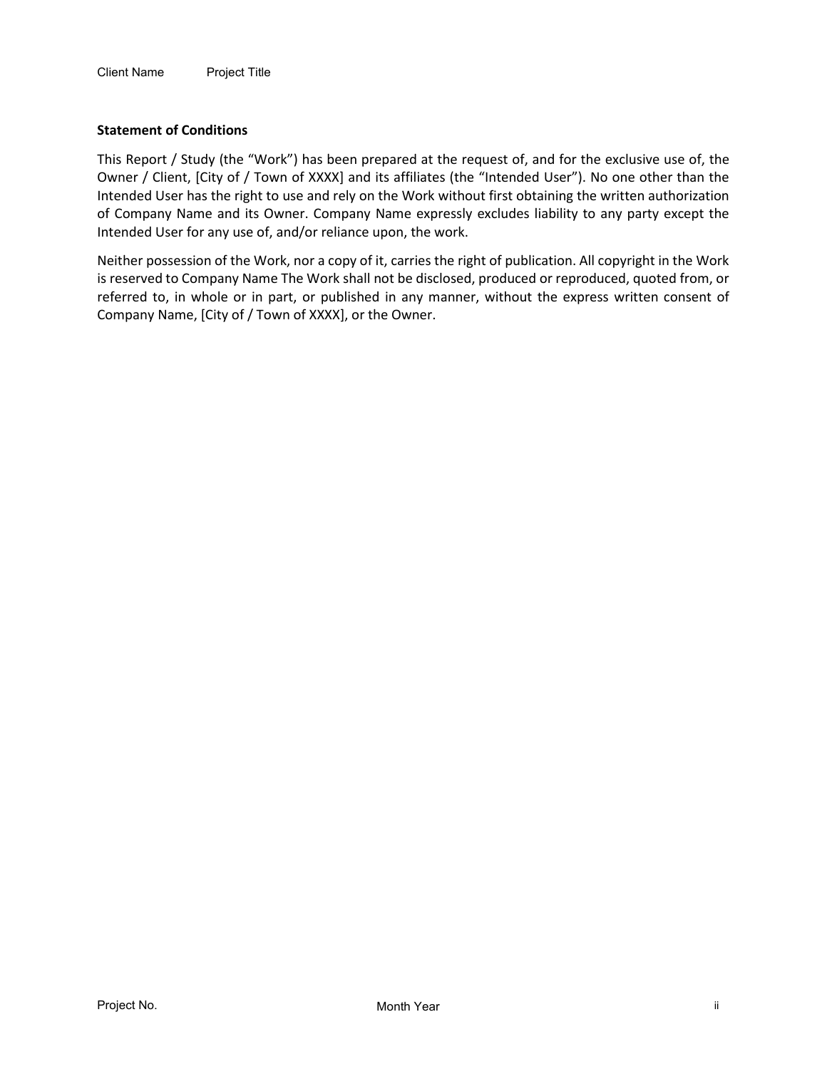**Statement of Conditions**

This Report / Study (the “Work”) has been prepared at the request of, and for the exclusive use of, the Owner / Client, [City of / Town of XXXX] and its affiliates (the “Intended User”). No one other than the Intended User has the right to use and rely on the Work without first obtaining the written authorization of Company Name and its Owner. Company Name expressly excludes liability to any party except the Intended User for any use of, and/or reliance upon, the work.

Neither possession of the Work, nor a copy of it, carries the right of publication. All copyright in the Work is reserved to Company Name The Work shall not be disclosed, produced or reproduced, quoted from, or referred to, in whole or in part, or published in any manner, without the express written consent of Company Name, [City of / Town of XXXX], or the Owner.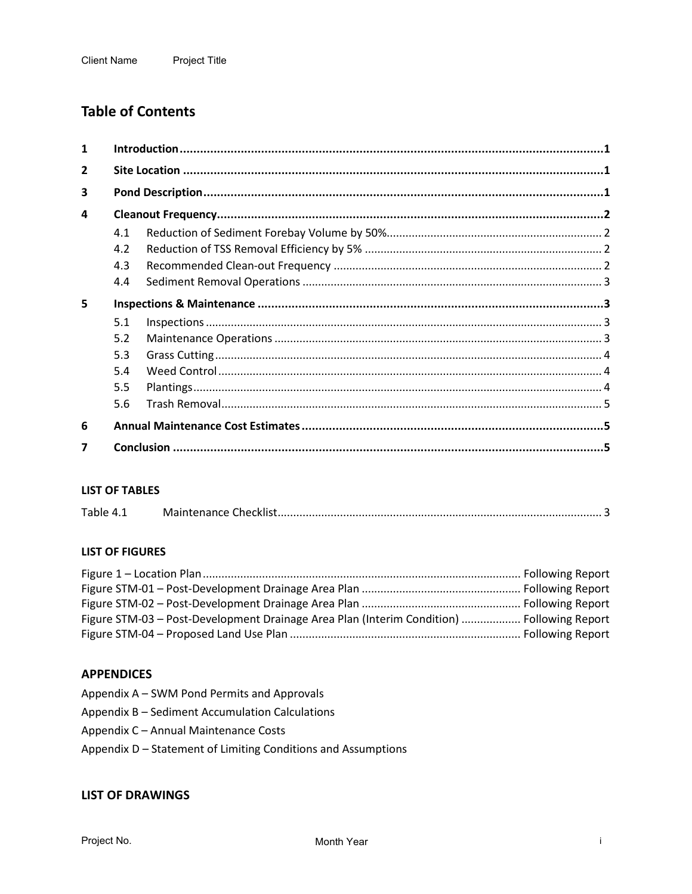# Table of Contents

| | | | |
|---|---|---|---|
| **1** | **Introduction** | | **1** |
| **2** | **Site Location** | | **1** |
| **3** | **Pond Description** | | **1** |
| **4** | **Cleanout Frequency** | | **2** |
| | 4.1 | Reduction of Sediment Forebay Volume by 50% | 2 |
| | 4.2 | Reduction of TSS Removal Efficiency by 5% | 2 |
| | 4.3 | Recommended Clean-out Frequency | 2 |
| | 4.4 | Sediment Removal Operations | 3 |
| **5** | **Inspections & Maintenance** | | **3** |
| | 5.1 | Inspections | 3 |
| | 5.2 | Maintenance Operations | 3 |
| | 5.3 | Grass Cutting | 4 |
| | 5.4 | Weed Control | 4 |
| | 5.5 | Plantings | 4 |
| | 5.6 | Trash Removal | 5 |
| **6** | **Annual Maintenance Cost Estimates** | | **5** |
| **7** | **Conclusion** | | **5** |

### LIST OF TABLES

Table 4.1 Maintenance Checklist .......... 3

### LIST OF FIGURES

Figure 1 – Location Plan .......... Following Report
Figure STM-01 – Post-Development Drainage Area Plan .......... Following Report
Figure STM-02 – Post-Development Drainage Area Plan .......... Following Report
Figure STM-03 – Post-Development Drainage Area Plan (Interim Condition) .......... Following Report
Figure STM-04 – Proposed Land Use Plan .......... Following Report

## APPENDICES

Appendix A – SWM Pond Permits and Approvals
Appendix B – Sediment Accumulation Calculations
Appendix C – Annual Maintenance Costs
Appendix D – Statement of Limiting Conditions and Assumptions

## LIST OF DRAWINGS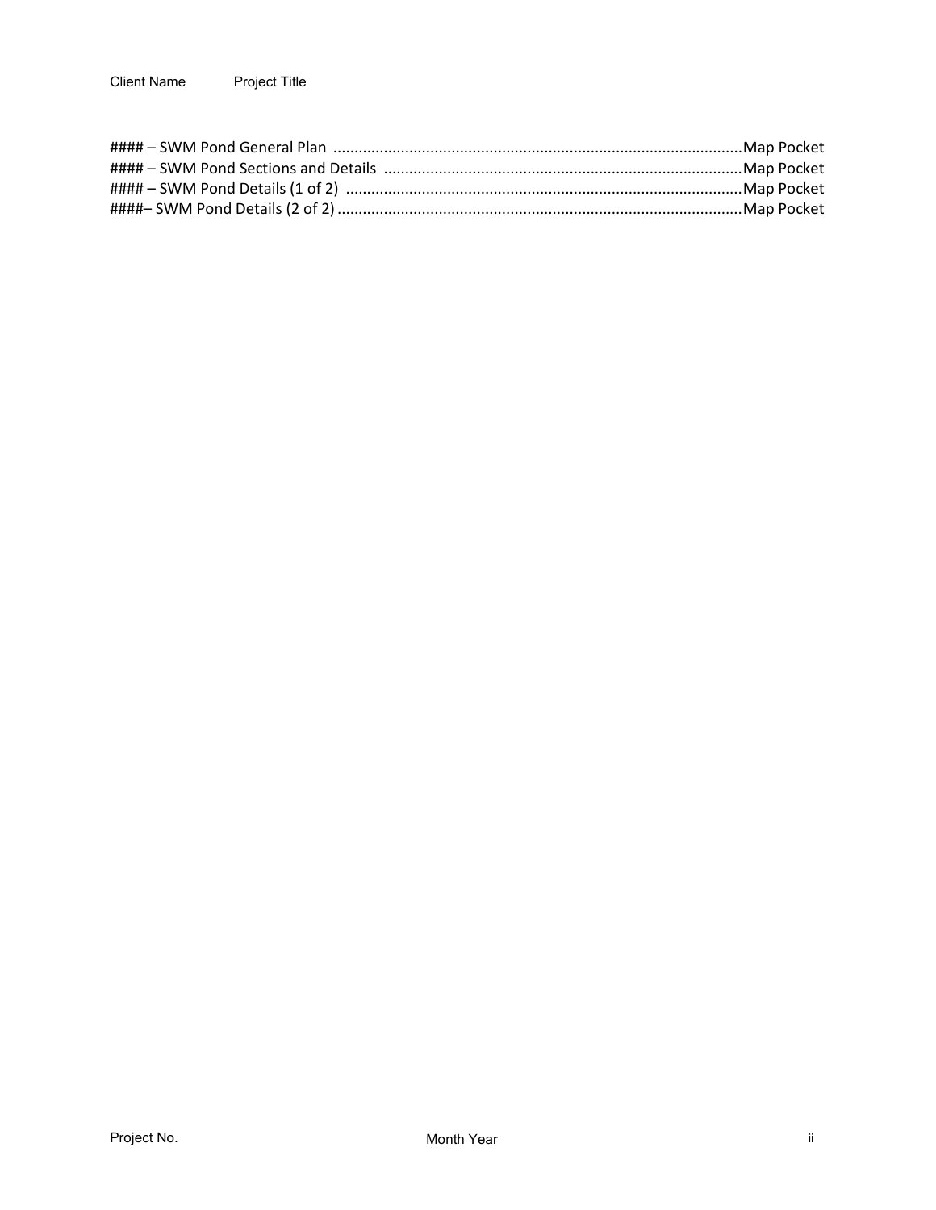#### – SWM Pond General Plan ................................................................................................Map Pocket
#### – SWM Pond Sections and Details ....................................................................................Map Pocket
#### – SWM Pond Details (1 of 2) .............................................................................................Map Pocket
####– SWM Pond Details (2 of 2) ...............................................................................................Map Pocket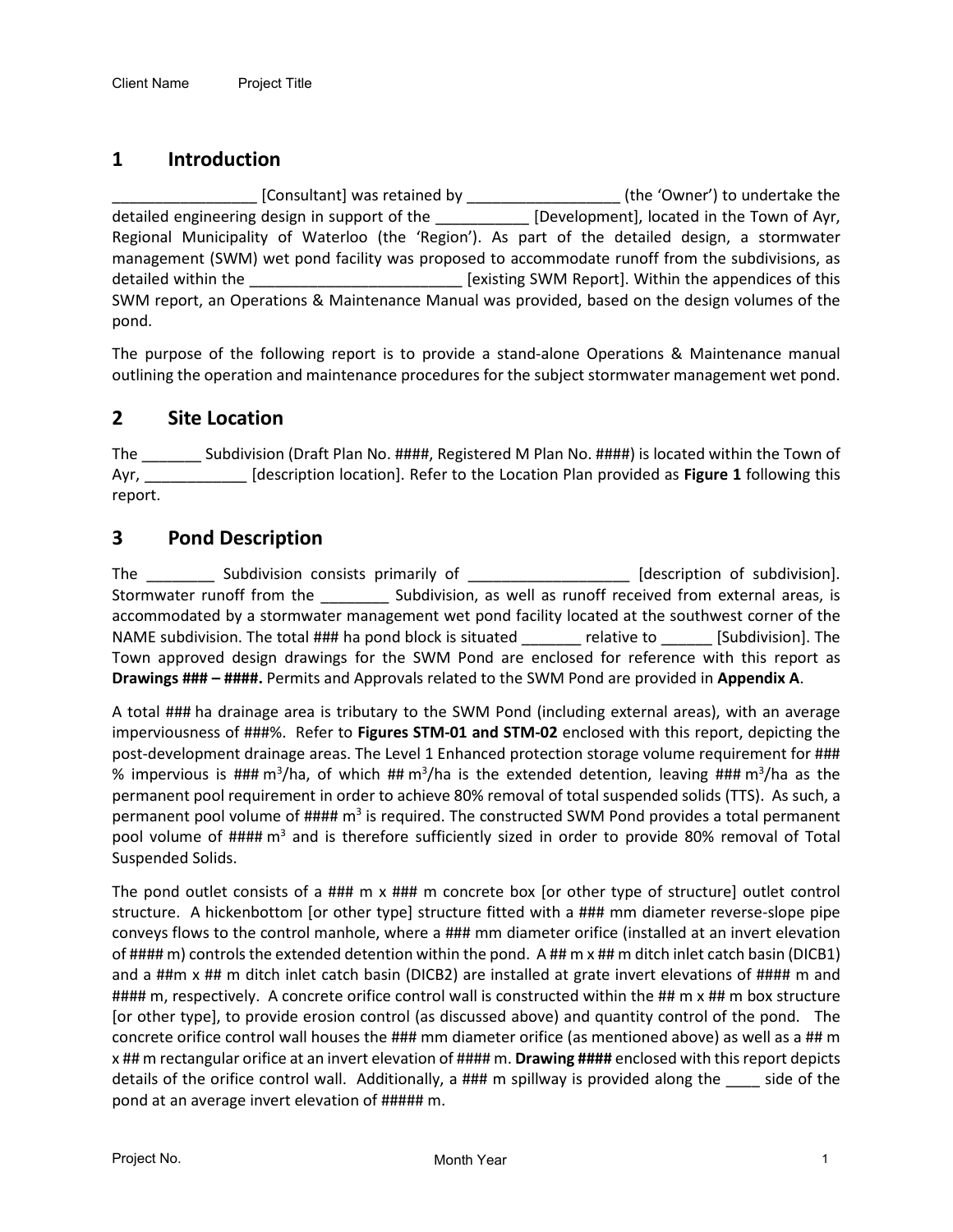# 1 Introduction

_________________ [Consultant] was retained by __________________ (the 'Owner') to undertake the detailed engineering design in support of the ___________ [Development], located in the Town of Ayr, Regional Municipality of Waterloo (the 'Region'). As part of the detailed design, a stormwater management (SWM) wet pond facility was proposed to accommodate runoff from the subdivisions, as detailed within the _________________________ [existing SWM Report]. Within the appendices of this SWM report, an Operations & Maintenance Manual was provided, based on the design volumes of the pond.

The purpose of the following report is to provide a stand-alone Operations & Maintenance manual outlining the operation and maintenance procedures for the subject stormwater management wet pond.

# 2 Site Location

The _______ Subdivision (Draft Plan No. ####, Registered M Plan No. ####) is located within the Town of Ayr, ____________ [description location]. Refer to the Location Plan provided as **Figure 1** following this report.

# 3 Pond Description

The ________ Subdivision consists primarily of ___________________ [description of subdivision]. Stormwater runoff from the ________ Subdivision, as well as runoff received from external areas, is accommodated by a stormwater management wet pond facility located at the southwest corner of the NAME subdivision. The total ### ha pond block is situated _______ relative to ______ [Subdivision]. The Town approved design drawings for the SWM Pond are enclosed for reference with this report as **Drawings ### – ####.** Permits and Approvals related to the SWM Pond are provided in **Appendix A**.

A total ### ha drainage area is tributary to the SWM Pond (including external areas), with an average imperviousness of ###%. Refer to **Figures STM-01 and STM-02** enclosed with this report, depicting the post-development drainage areas. The Level 1 Enhanced protection storage volume requirement for ### % impervious is ### $m^3$/ha, of which ## $m^3$/ha is the extended detention, leaving ### $m^3$/ha as the permanent pool requirement in order to achieve 80% removal of total suspended solids (TTS). As such, a permanent pool volume of #### $m^3$ is required. The constructed SWM Pond provides a total permanent pool volume of #### $m^3$ and is therefore sufficiently sized in order to provide 80% removal of Total Suspended Solids.

The pond outlet consists of a ### m x ### m concrete box [or other type of structure] outlet control structure. A hickenbottom [or other type] structure fitted with a ### mm diameter reverse-slope pipe conveys flows to the control manhole, where a ### mm diameter orifice (installed at an invert elevation of #### m) controls the extended detention within the pond. A ## m x ## m ditch inlet catch basin (DICB1) and a ##m x ## m ditch inlet catch basin (DICB2) are installed at grate invert elevations of #### m and #### m, respectively. A concrete orifice control wall is constructed within the ## m x ## m box structure [or other type], to provide erosion control (as discussed above) and quantity control of the pond. The concrete orifice control wall houses the ### mm diameter orifice (as mentioned above) as well as a ## m x ## m rectangular orifice at an invert elevation of #### m. **Drawing ####** enclosed with this report depicts details of the orifice control wall. Additionally, a ### m spillway is provided along the ____ side of the pond at an average invert elevation of ##### m.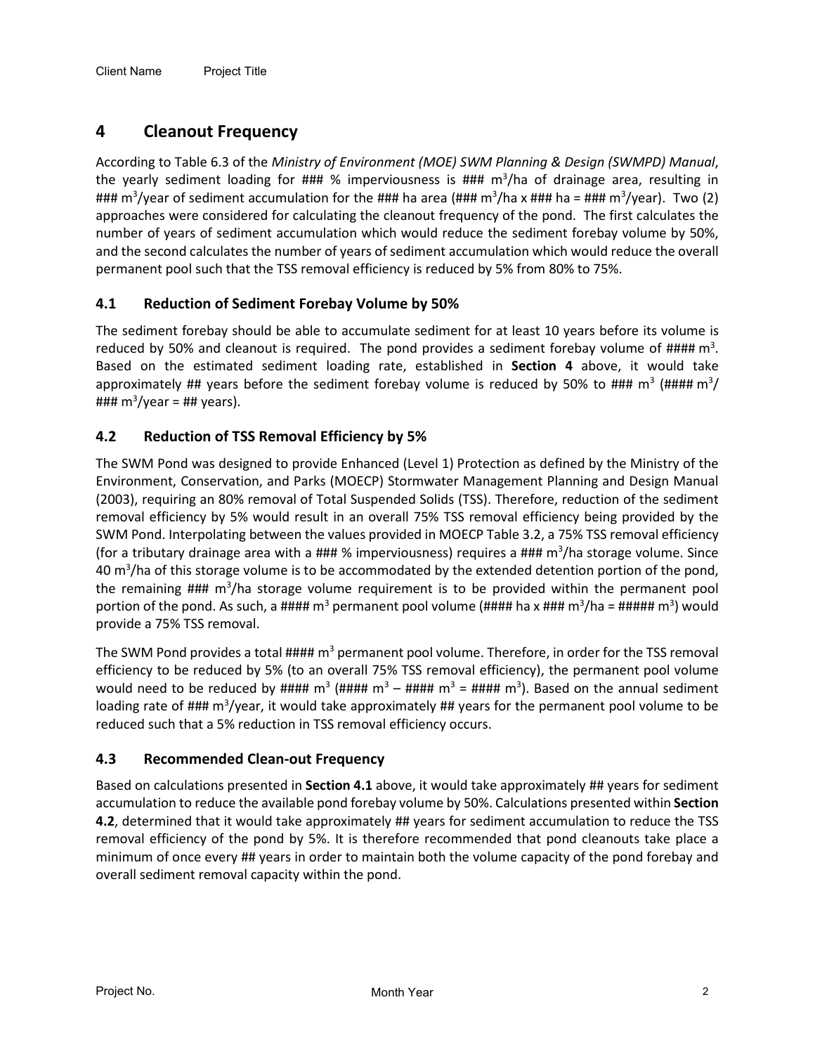# 4 Cleanout Frequency

According to Table 6.3 of the *Ministry of Environment (MOE) SWM Planning & Design (SWMPD) Manual*, the yearly sediment loading for ### % imperviousness is ### $m^3$/ha of drainage area, resulting in ### $m^3$/year of sediment accumulation for the ### ha area (### $m^3$/ha x ### ha = ### $m^3$/year). Two (2) approaches were considered for calculating the cleanout frequency of the pond. The first calculates the number of years of sediment accumulation which would reduce the sediment forebay volume by 50%, and the second calculates the number of years of sediment accumulation which would reduce the overall permanent pool such that the TSS removal efficiency is reduced by 5% from 80% to 75%.

## 4.1 Reduction of Sediment Forebay Volume by 50%

The sediment forebay should be able to accumulate sediment for at least 10 years before its volume is reduced by 50% and cleanout is required. The pond provides a sediment forebay volume of #### $m^3$. Based on the estimated sediment loading rate, established in **Section 4** above, it would take approximately ## years before the sediment forebay volume is reduced by 50% to ### $m^3$ (#### $m^3$/ ### $m^3$/year = ## years).

## 4.2 Reduction of TSS Removal Efficiency by 5%

The SWM Pond was designed to provide Enhanced (Level 1) Protection as defined by the Ministry of the Environment, Conservation, and Parks (MOECP) Stormwater Management Planning and Design Manual (2003), requiring an 80% removal of Total Suspended Solids (TSS). Therefore, reduction of the sediment removal efficiency by 5% would result in an overall 75% TSS removal efficiency being provided by the SWM Pond. Interpolating between the values provided in MOECP Table 3.2, a 75% TSS removal efficiency (for a tributary drainage area with a ### % imperviousness) requires a ### $m^3$/ha storage volume. Since 40 $m^3$/ha of this storage volume is to be accommodated by the extended detention portion of the pond, the remaining ### $m^3$/ha storage volume requirement is to be provided within the permanent pool portion of the pond. As such, a #### $m^3$ permanent pool volume (#### ha x ### $m^3$/ha = ##### $m^3$) would provide a 75% TSS removal.

The SWM Pond provides a total #### $m^3$ permanent pool volume. Therefore, in order for the TSS removal efficiency to be reduced by 5% (to an overall 75% TSS removal efficiency), the permanent pool volume would need to be reduced by #### $m^3$ (#### $m^3$ – #### $m^3$ = #### $m^3$). Based on the annual sediment loading rate of ### $m^3$/year, it would take approximately ## years for the permanent pool volume to be reduced such that a 5% reduction in TSS removal efficiency occurs.

## 4.3 Recommended Clean-out Frequency

Based on calculations presented in **Section 4.1** above, it would take approximately ## years for sediment accumulation to reduce the available pond forebay volume by 50%. Calculations presented within **Section 4.2**, determined that it would take approximately ## years for sediment accumulation to reduce the TSS removal efficiency of the pond by 5%. It is therefore recommended that pond cleanouts take place a minimum of once every ## years in order to maintain both the volume capacity of the pond forebay and overall sediment removal capacity within the pond.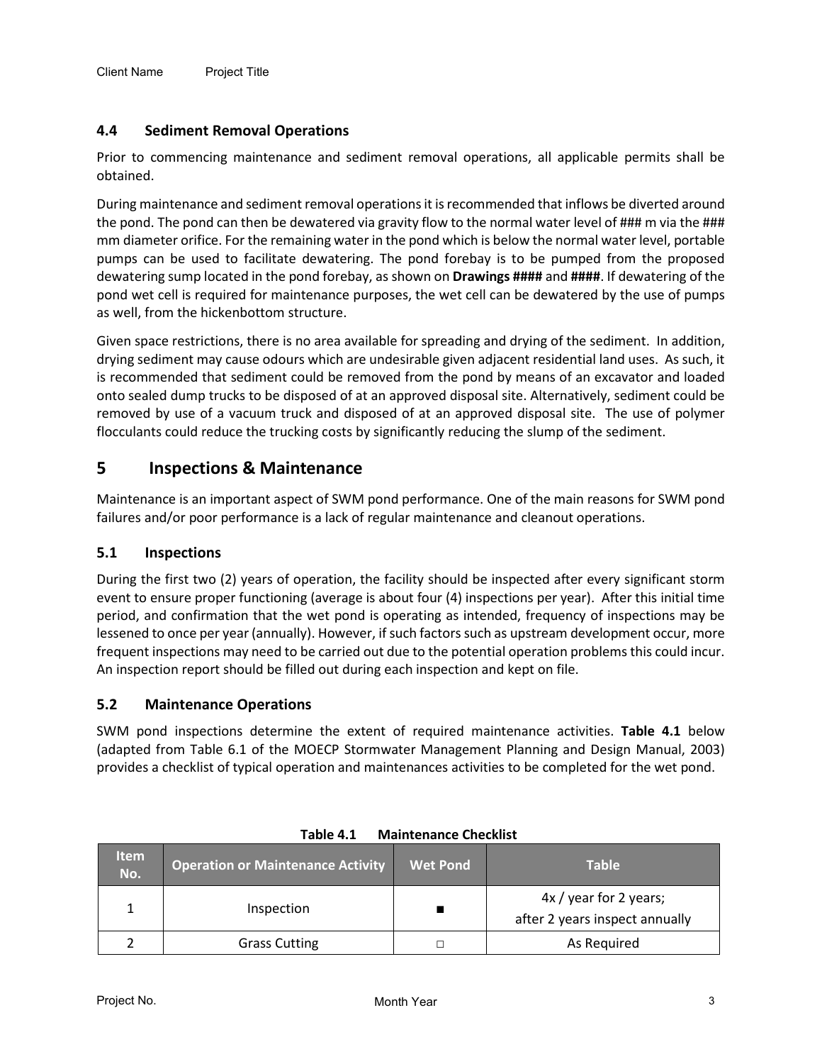### 4.4 Sediment Removal Operations

Prior to commencing maintenance and sediment removal operations, all applicable permits shall be obtained.

During maintenance and sediment removal operations it is recommended that inflows be diverted around the pond. The pond can then be dewatered via gravity flow to the normal water level of ### m via the ### mm diameter orifice. For the remaining water in the pond which is below the normal water level, portable pumps can be used to facilitate dewatering. The pond forebay is to be pumped from the proposed dewatering sump located in the pond forebay, as shown on **Drawings ####** and **####**. If dewatering of the pond wet cell is required for maintenance purposes, the wet cell can be dewatered by the use of pumps as well, from the hickenbottom structure.

Given space restrictions, there is no area available for spreading and drying of the sediment. In addition, drying sediment may cause odours which are undesirable given adjacent residential land uses. As such, it is recommended that sediment could be removed from the pond by means of an excavator and loaded onto sealed dump trucks to be disposed of at an approved disposal site. Alternatively, sediment could be removed by use of a vacuum truck and disposed of at an approved disposal site. The use of polymer flocculants could reduce the trucking costs by significantly reducing the slump of the sediment.

## 5 Inspections & Maintenance

Maintenance is an important aspect of SWM pond performance. One of the main reasons for SWM pond failures and/or poor performance is a lack of regular maintenance and cleanout operations.

### 5.1 Inspections

During the first two (2) years of operation, the facility should be inspected after every significant storm event to ensure proper functioning (average is about four (4) inspections per year). After this initial time period, and confirmation that the wet pond is operating as intended, frequency of inspections may be lessened to once per year (annually). However, if such factors such as upstream development occur, more frequent inspections may need to be carried out due to the potential operation problems this could incur. An inspection report should be filled out during each inspection and kept on file.

### 5.2 Maintenance Operations

SWM pond inspections determine the extent of required maintenance activities. **Table 4.1** below (adapted from Table 6.1 of the MOECP Stormwater Management Planning and Design Manual, 2003) provides a checklist of typical operation and maintenances activities to be completed for the wet pond.

**Table 4.1 Maintenance Checklist**

| Item No. | Operation or Maintenance Activity | Wet Pond | Table |
|---|---|---|---|
| 1 | Inspection | ■ | 4x / year for 2 years;<br>after 2 years inspect annually |
| 2 | Grass Cutting | □ | As Required |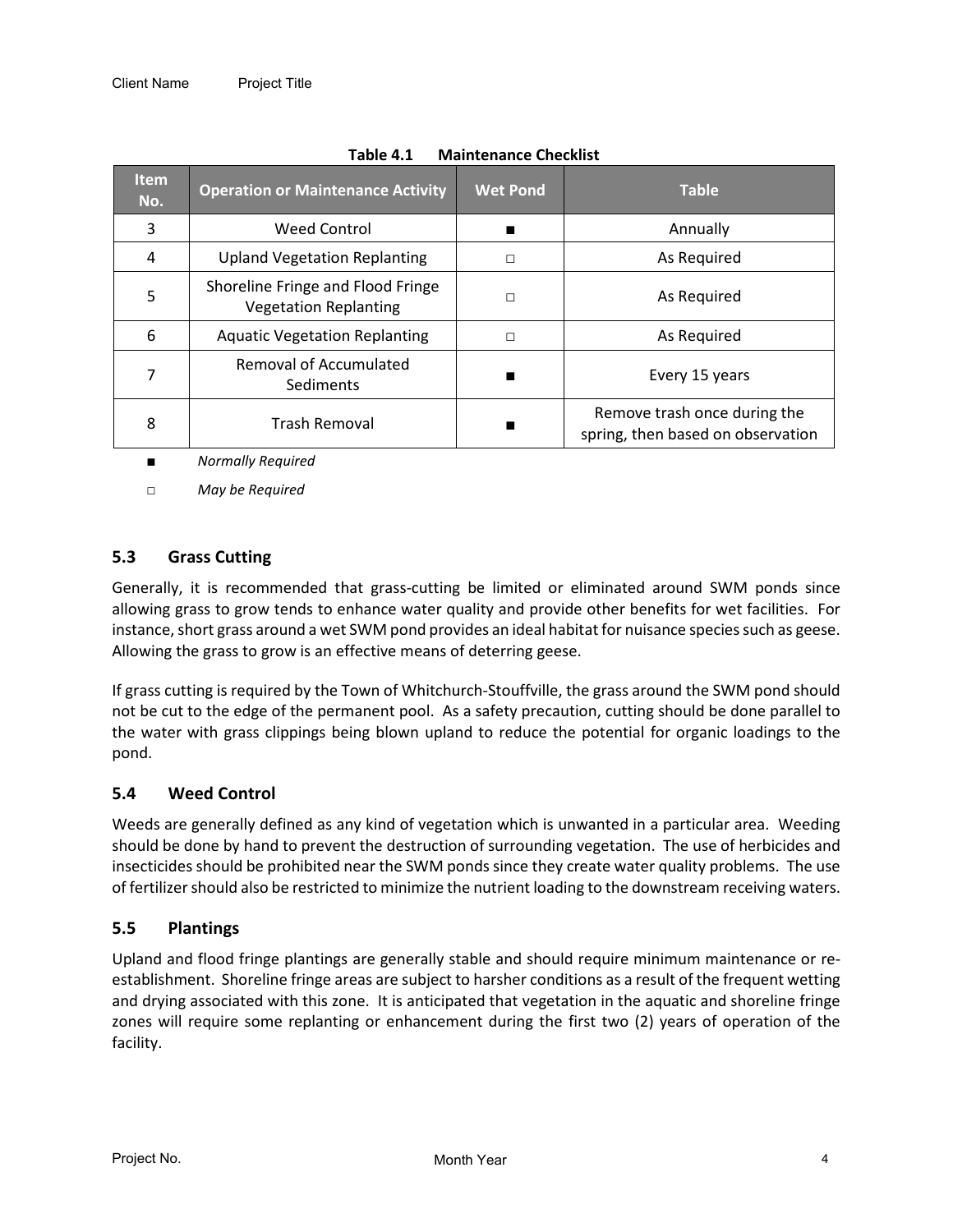**Table 4.1 Maintenance Checklist**

| Item No. | Operation or Maintenance Activity | Wet Pond | Table |
|---|---|---|---|
| 3 | Weed Control | ■ | Annually |
| 4 | Upland Vegetation Replanting | □ | As Required |
| 5 | Shoreline Fringe and Flood Fringe Vegetation Replanting | □ | As Required |
| 6 | Aquatic Vegetation Replanting | □ | As Required |
| 7 | Removal of Accumulated Sediments | ■ | Every 15 years |
| 8 | Trash Removal | ■ | Remove trash once during the spring, then based on observation |

■ *Normally Required*

□ *May be Required*

## 5.3 Grass Cutting

Generally, it is recommended that grass-cutting be limited or eliminated around SWM ponds since allowing grass to grow tends to enhance water quality and provide other benefits for wet facilities. For instance, short grass around a wet SWM pond provides an ideal habitat for nuisance species such as geese. Allowing the grass to grow is an effective means of deterring geese.

If grass cutting is required by the Town of Whitchurch-Stouffville, the grass around the SWM pond should not be cut to the edge of the permanent pool. As a safety precaution, cutting should be done parallel to the water with grass clippings being blown upland to reduce the potential for organic loadings to the pond.

## 5.4 Weed Control

Weeds are generally defined as any kind of vegetation which is unwanted in a particular area. Weeding should be done by hand to prevent the destruction of surrounding vegetation. The use of herbicides and insecticides should be prohibited near the SWM ponds since they create water quality problems. The use of fertilizer should also be restricted to minimize the nutrient loading to the downstream receiving waters.

## 5.5 Plantings

Upland and flood fringe plantings are generally stable and should require minimum maintenance or re-establishment. Shoreline fringe areas are subject to harsher conditions as a result of the frequent wetting and drying associated with this zone. It is anticipated that vegetation in the aquatic and shoreline fringe zones will require some replanting or enhancement during the first two (2) years of operation of the facility.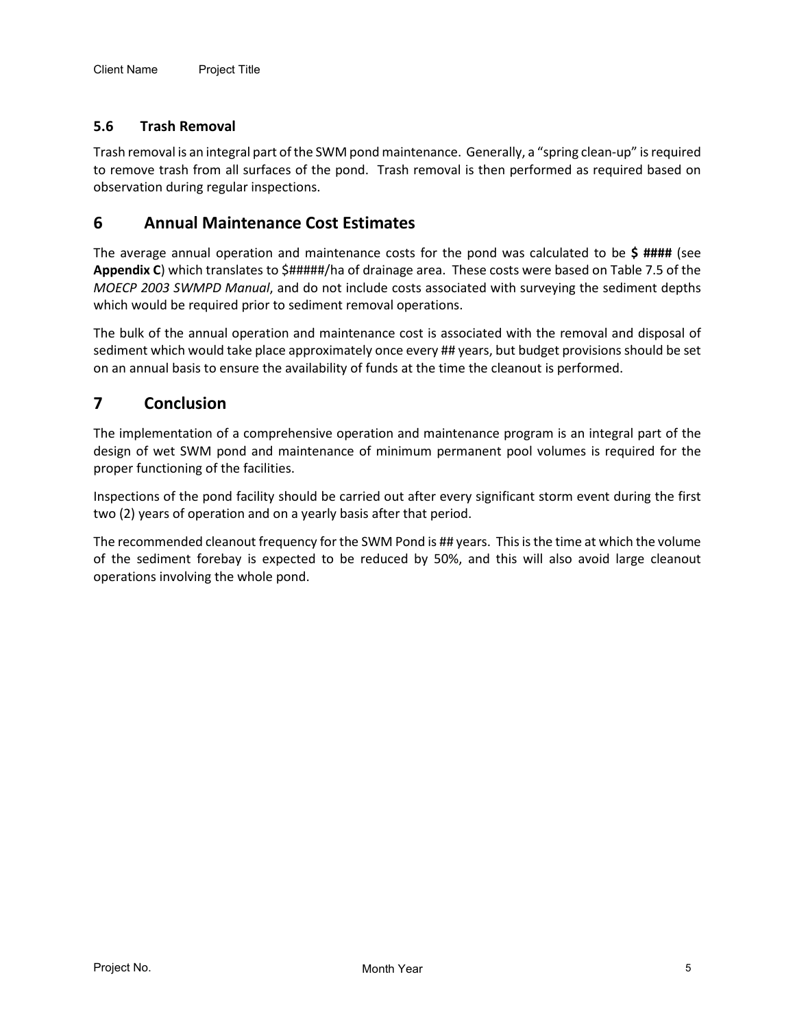### 5.6 Trash Removal

Trash removal is an integral part of the SWM pond maintenance. Generally, a "spring clean-up" is required to remove trash from all surfaces of the pond. Trash removal is then performed as required based on observation during regular inspections.

## 6 Annual Maintenance Cost Estimates

The average annual operation and maintenance costs for the pond was calculated to be **$ ####** (see **Appendix C**) which translates to $#####/ha of drainage area. These costs were based on Table 7.5 of the *MOECP 2003 SWMPD Manual*, and do not include costs associated with surveying the sediment depths which would be required prior to sediment removal operations.

The bulk of the annual operation and maintenance cost is associated with the removal and disposal of sediment which would take place approximately once every ## years, but budget provisions should be set on an annual basis to ensure the availability of funds at the time the cleanout is performed.

## 7 Conclusion

The implementation of a comprehensive operation and maintenance program is an integral part of the design of wet SWM pond and maintenance of minimum permanent pool volumes is required for the proper functioning of the facilities.

Inspections of the pond facility should be carried out after every significant storm event during the first two (2) years of operation and on a yearly basis after that period.

The recommended cleanout frequency for the SWM Pond is ## years. This is the time at which the volume of the sediment forebay is expected to be reduced by 50%, and this will also avoid large cleanout operations involving the whole pond.